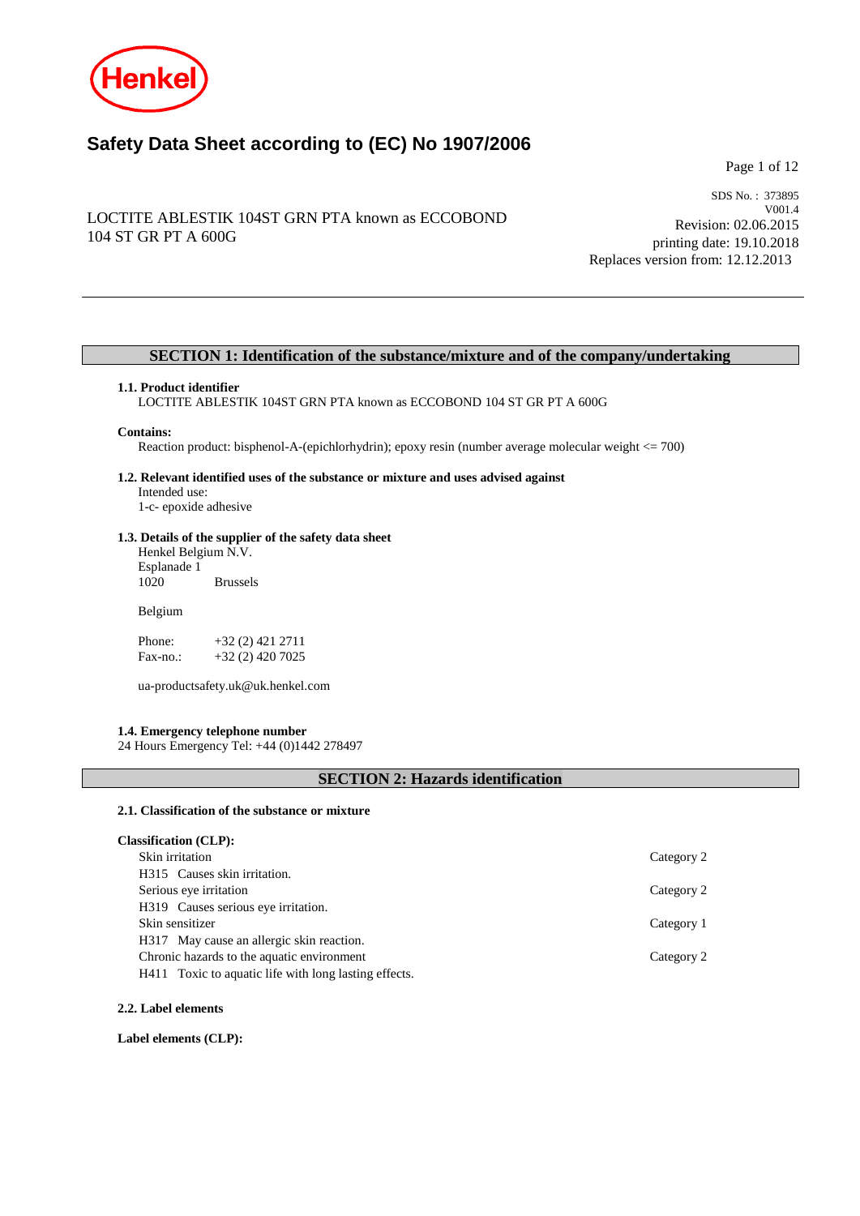# Safety Data Sheet according to (EC) No 1907/2006

LOCTITE ABLESTIK 104ST GRN PTA known as ECCOBOND 104 ST GR PT A 600G

SDS No. : 373895
V001.4
Revision: 02.06.2015
printing date: 19.10.2018
Replaces version from: 12.12.2013

## SECTION 1: Identification of the substance/mixture and of the company/undertaking

### 1.1. Product identifier

LOCTITE ABLESTIK 104ST GRN PTA known as ECCOBOND 104 ST GR PT A 600G

**Contains:**

Reaction product: bisphenol-A-(epichlorhydrin); epoxy resin (number average molecular weight <= 700)

### 1.2. Relevant identified uses of the substance or mixture and uses advised against

Intended use:
1-c- epoxide adhesive

### 1.3. Details of the supplier of the safety data sheet

Henkel Belgium N.V.
Esplanade 1
1020 Brussels

Belgium

Phone: +32 (2) 421 2711
Fax-no.: +32 (2) 420 7025

ua-productsafety.uk@uk.henkel.com

### 1.4. Emergency telephone number

24 Hours Emergency Tel: +44 (0)1442 278497

## SECTION 2: Hazards identification

### 2.1. Classification of the substance or mixture

**Classification (CLP):**

| | |
|---|---|
| Skin irritation | Category 2 |
| H315 Causes skin irritation. | |
| Serious eye irritation | Category 2 |
| H319 Causes serious eye irritation. | |
| Skin sensitizer | Category 1 |
| H317 May cause an allergic skin reaction. | |
| Chronic hazards to the aquatic environment | Category 2 |
| H411 Toxic to aquatic life with long lasting effects. | |

### 2.2. Label elements

**Label elements (CLP):**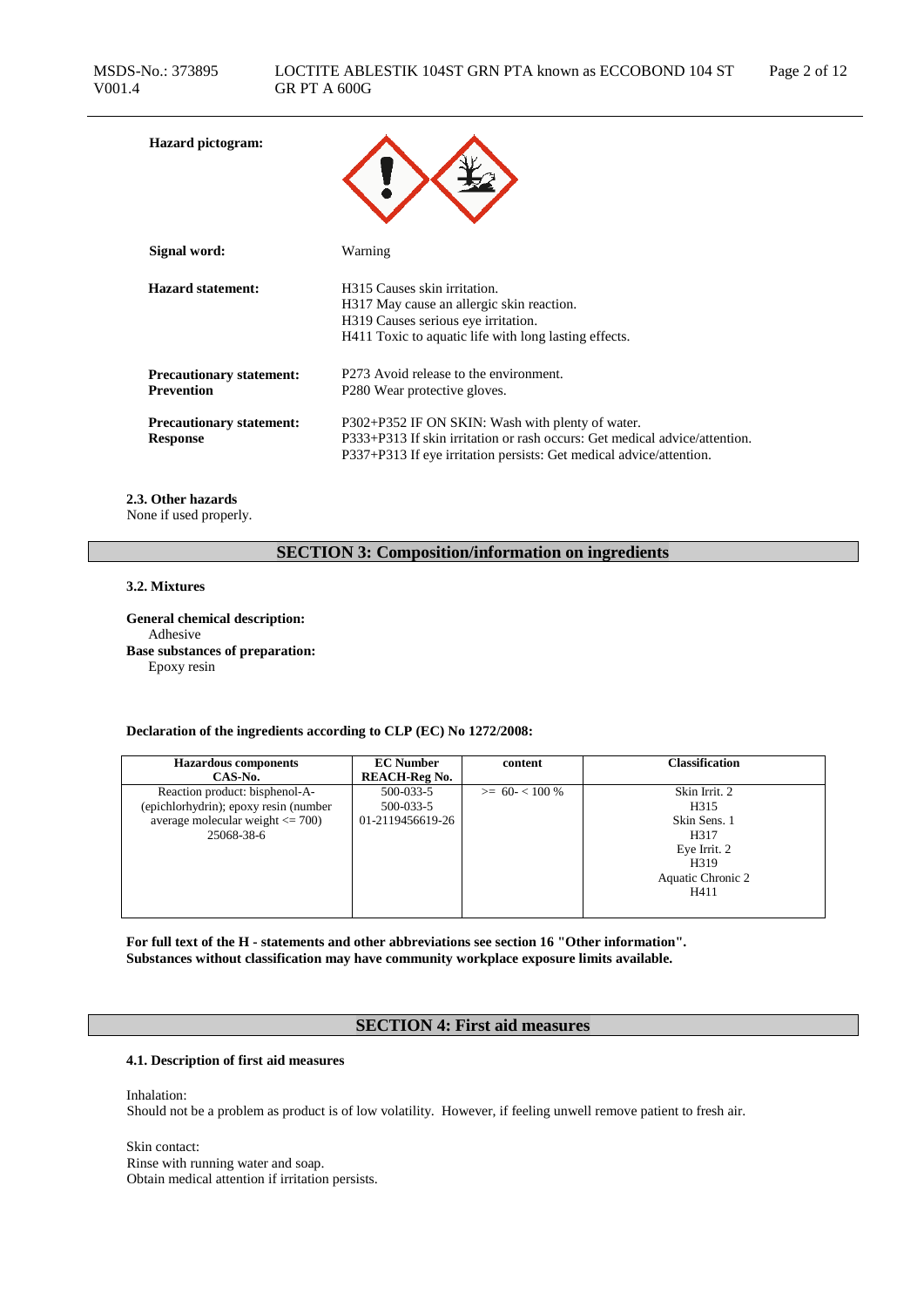**Hazard pictogram:**

**Signal word:** Warning

**Hazard statement:**
H315 Causes skin irritation.
H317 May cause an allergic skin reaction.
H319 Causes serious eye irritation.
H411 Toxic to aquatic life with long lasting effects.

**Precautionary statement: Prevention**
P273 Avoid release to the environment.
P280 Wear protective gloves.

**Precautionary statement: Response**
P302+P352 IF ON SKIN: Wash with plenty of water.
P333+P313 If skin irritation or rash occurs: Get medical advice/attention.
P337+P313 If eye irritation persists: Get medical advice/attention.

**2.3. Other hazards**
None if used properly.

## SECTION 3: Composition/information on ingredients

**3.2. Mixtures**

**General chemical description:**
Adhesive
**Base substances of preparation:**
Epoxy resin

**Declaration of the ingredients according to CLP (EC) No 1272/2008:**

| Hazardous components CAS-No. | EC Number REACH-Reg No. | content | Classification |
|---|---|---|---|
| Reaction product: bisphenol-A-(epichlorhydrin); epoxy resin (number average molecular weight <= 700) 25068-38-6 | 500-033-5 500-033-5 01-2119456619-26 | >= 60- < 100 % | Skin Irrit. 2 H315 Skin Sens. 1 H317 Eye Irrit. 2 H319 Aquatic Chronic 2 H411 |

**For full text of the H - statements and other abbreviations see section 16 "Other information".**
**Substances without classification may have community workplace exposure limits available.**

## SECTION 4: First aid measures

**4.1. Description of first aid measures**

Inhalation:
Should not be a problem as product is of low volatility. However, if feeling unwell remove patient to fresh air.

Skin contact:
Rinse with running water and soap.
Obtain medical attention if irritation persists.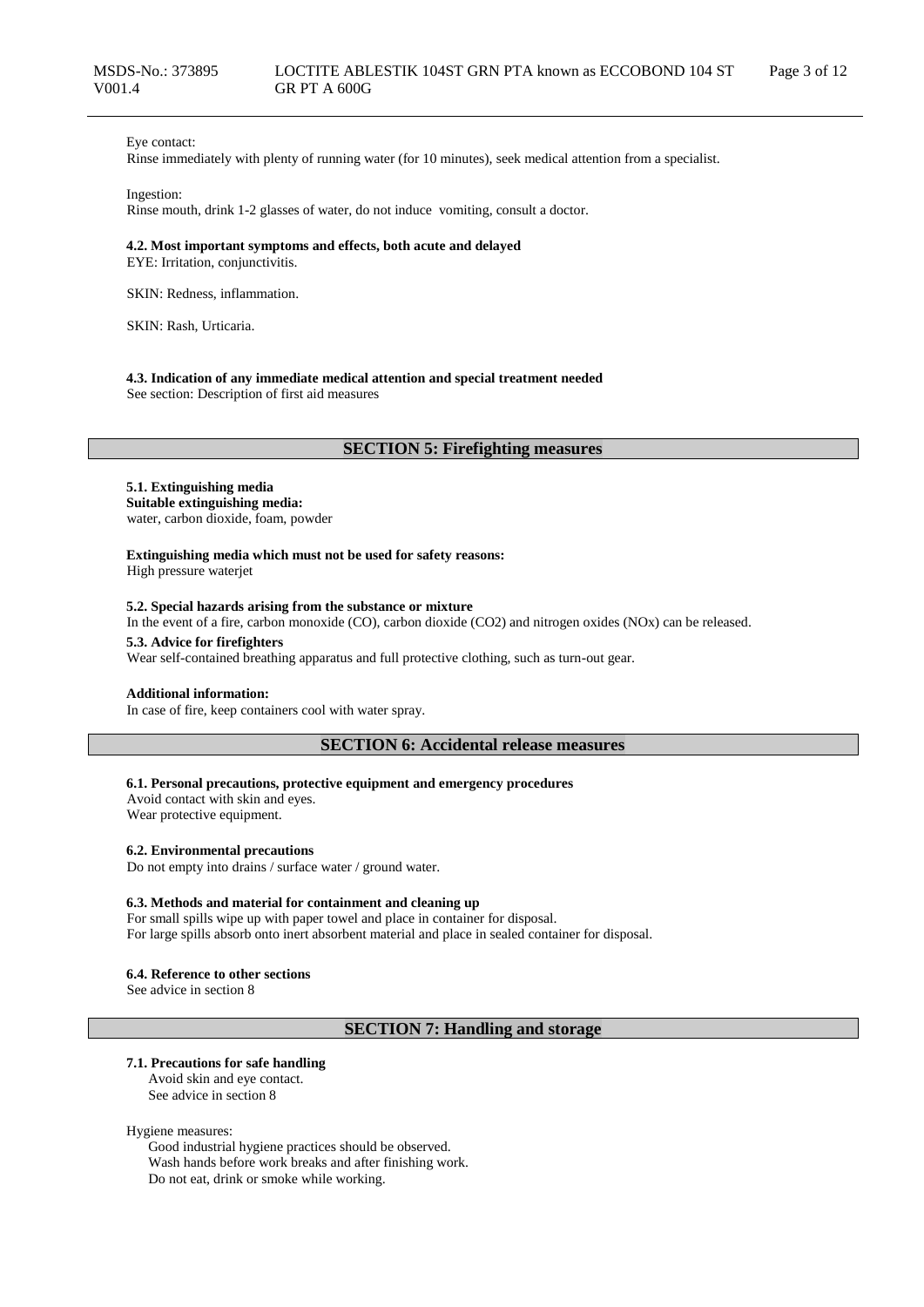Eye contact:
Rinse immediately with plenty of running water (for 10 minutes), seek medical attention from a specialist.

Ingestion:
Rinse mouth, drink 1-2 glasses of water, do not induce vomiting, consult a doctor.

**4.2. Most important symptoms and effects, both acute and delayed**
EYE: Irritation, conjunctivitis.

SKIN: Redness, inflammation.

SKIN: Rash, Urticaria.

**4.3. Indication of any immediate medical attention and special treatment needed**
See section: Description of first aid measures

## SECTION 5: Firefighting measures

**5.1. Extinguishing media**
**Suitable extinguishing media:**
water, carbon dioxide, foam, powder

**Extinguishing media which must not be used for safety reasons:**
High pressure waterjet

**5.2. Special hazards arising from the substance or mixture**
In the event of a fire, carbon monoxide (CO), carbon dioxide ($CO_2$) and nitrogen oxides ($NO_x$) can be released.

**5.3. Advice for firefighters**
Wear self-contained breathing apparatus and full protective clothing, such as turn-out gear.

**Additional information:**
In case of fire, keep containers cool with water spray.

## SECTION 6: Accidental release measures

**6.1. Personal precautions, protective equipment and emergency procedures**
Avoid contact with skin and eyes.
Wear protective equipment.

**6.2. Environmental precautions**
Do not empty into drains / surface water / ground water.

**6.3. Methods and material for containment and cleaning up**
For small spills wipe up with paper towel and place in container for disposal.
For large spills absorb onto inert absorbent material and place in sealed container for disposal.

**6.4. Reference to other sections**
See advice in section 8

## SECTION 7: Handling and storage

**7.1. Precautions for safe handling**
Avoid skin and eye contact.
See advice in section 8

Hygiene measures:
Good industrial hygiene practices should be observed.
Wash hands before work breaks and after finishing work.
Do not eat, drink or smoke while working.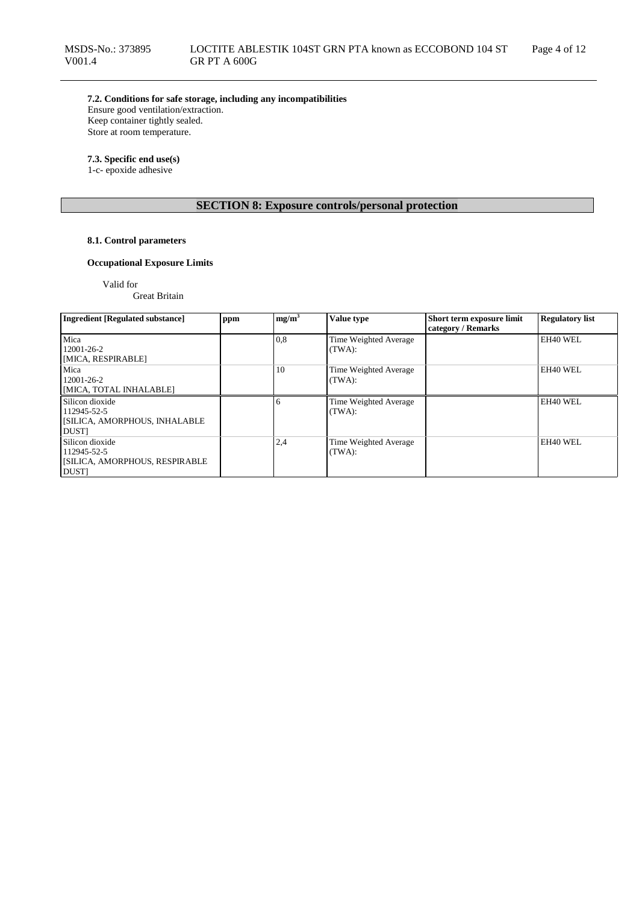**7.2. Conditions for safe storage, including any incompatibilities**

Ensure good ventilation/extraction.
Keep container tightly sealed.
Store at room temperature.

**7.3. Specific end use(s)**

1-c- epoxide adhesive

## SECTION 8: Exposure controls/personal protection

**8.1. Control parameters**

**Occupational Exposure Limits**

Valid for
Great Britain

| Ingredient [Regulated substance] | ppm | $mg/m^3$ | Value type | Short term exposure limit category / Remarks | Regulatory list |
|---|---|---|---|---|---|
| Mica<br>12001-26-2<br>[MICA, RESPIRABLE] | | 0,8 | Time Weighted Average (TWA): | | EH40 WEL |
| Mica<br>12001-26-2<br>[MICA, TOTAL INHALABLE] | | 10 | Time Weighted Average (TWA): | | EH40 WEL |
| Silicon dioxide<br>112945-52-5<br>[SILICA, AMORPHOUS, INHALABLE DUST] | | 6 | Time Weighted Average (TWA): | | EH40 WEL |
| Silicon dioxide<br>112945-52-5<br>[SILICA, AMORPHOUS, RESPIRABLE DUST] | | 2,4 | Time Weighted Average (TWA): | | EH40 WEL |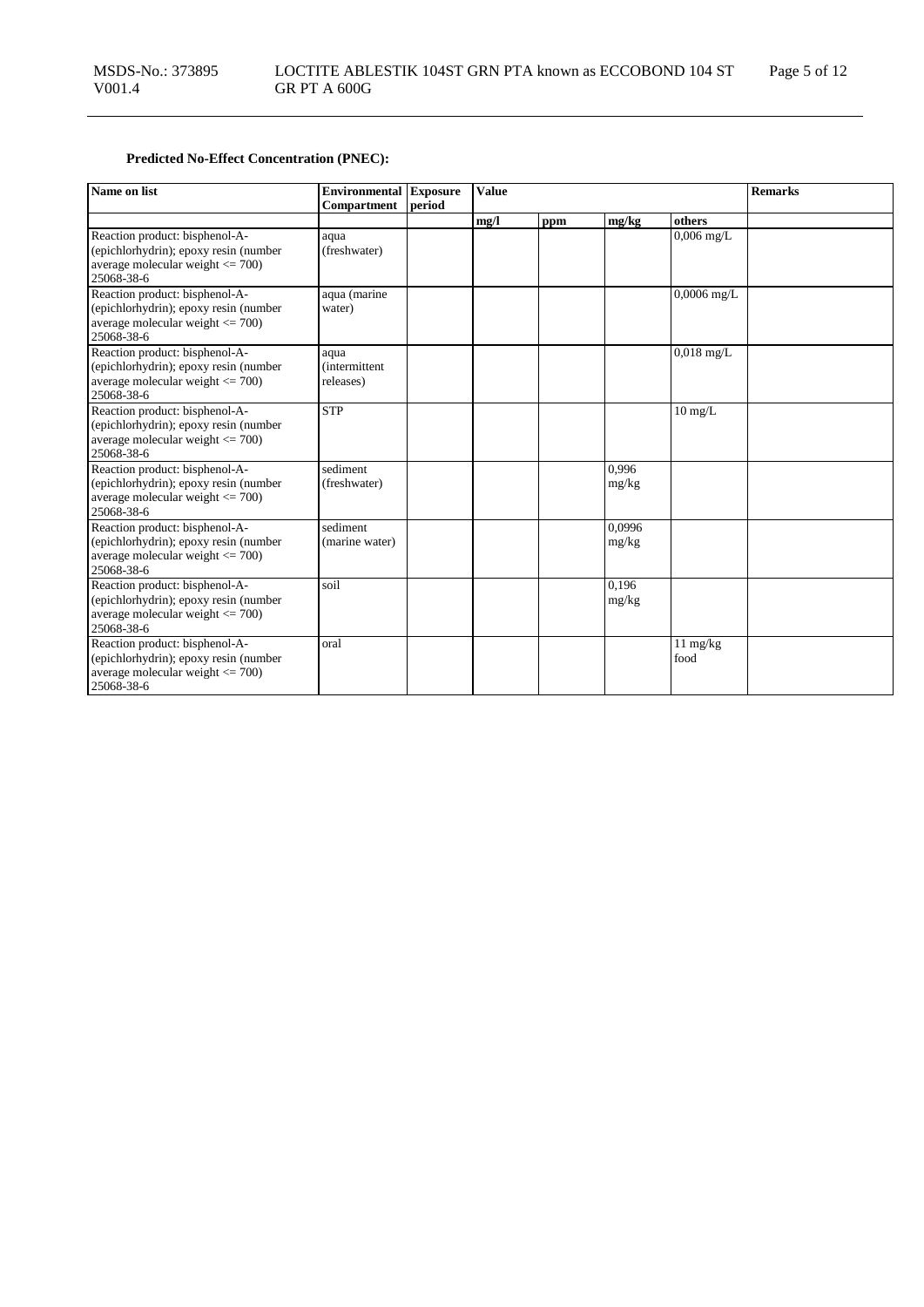**Predicted No-Effect Concentration (PNEC):**

| Name on list | Environmental Compartment | Exposure period | Value | | | | Remarks |
|---|---|---|---|---|---|---|---|
| | | | mg/l | ppm | mg/kg | others | |
| Reaction product: bisphenol-A-(epichlorhydrin); epoxy resin (number average molecular weight <= 700) 25068-38-6 | aqua (freshwater) | | | | | 0,006 mg/L | |
| Reaction product: bisphenol-A-(epichlorhydrin); epoxy resin (number average molecular weight <= 700) 25068-38-6 | aqua (marine water) | | | | | 0,0006 mg/L | |
| Reaction product: bisphenol-A-(epichlorhydrin); epoxy resin (number average molecular weight <= 700) 25068-38-6 | aqua (intermittent releases) | | | | | 0,018 mg/L | |
| Reaction product: bisphenol-A-(epichlorhydrin); epoxy resin (number average molecular weight <= 700) 25068-38-6 | STP | | | | | 10 mg/L | |
| Reaction product: bisphenol-A-(epichlorhydrin); epoxy resin (number average molecular weight <= 700) 25068-38-6 | sediment (freshwater) | | | | 0,996 mg/kg | | |
| Reaction product: bisphenol-A-(epichlorhydrin); epoxy resin (number average molecular weight <= 700) 25068-38-6 | sediment (marine water) | | | | 0,0996 mg/kg | | |
| Reaction product: bisphenol-A-(epichlorhydrin); epoxy resin (number average molecular weight <= 700) 25068-38-6 | soil | | | | 0,196 mg/kg | | |
| Reaction product: bisphenol-A-(epichlorhydrin); epoxy resin (number average molecular weight <= 700) 25068-38-6 | oral | | | | | 11 mg/kg food | |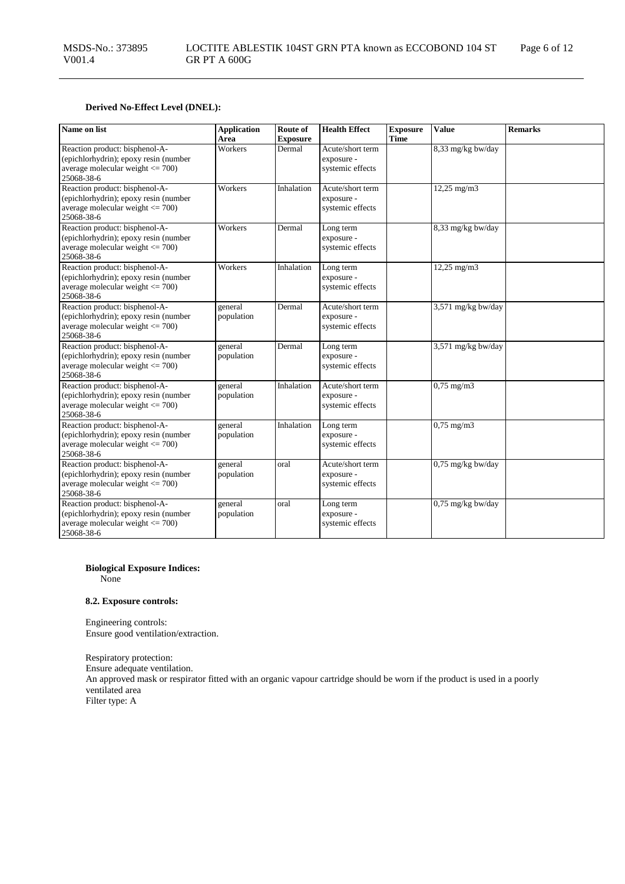**Derived No-Effect Level (DNEL):**

| Name on list | Application Area | Route of Exposure | Health Effect | Exposure Time | Value | Remarks |
|---|---|---|---|---|---|---|
| Reaction product: bisphenol-A-(epichlorhydrin); epoxy resin (number average molecular weight <= 700) 25068-38-6 | Workers | Dermal | Acute/short term exposure - systemic effects | | 8,33 mg/kg bw/day | |
| Reaction product: bisphenol-A-(epichlorhydrin); epoxy resin (number average molecular weight <= 700) 25068-38-6 | Workers | Inhalation | Acute/short term exposure - systemic effects | | 12,25 mg/m3 | |
| Reaction product: bisphenol-A-(epichlorhydrin); epoxy resin (number average molecular weight <= 700) 25068-38-6 | Workers | Dermal | Long term exposure - systemic effects | | 8,33 mg/kg bw/day | |
| Reaction product: bisphenol-A-(epichlorhydrin); epoxy resin (number average molecular weight <= 700) 25068-38-6 | Workers | Inhalation | Long term exposure - systemic effects | | 12,25 mg/m3 | |
| Reaction product: bisphenol-A-(epichlorhydrin); epoxy resin (number average molecular weight <= 700) 25068-38-6 | general population | Dermal | Acute/short term exposure - systemic effects | | 3,571 mg/kg bw/day | |
| Reaction product: bisphenol-A-(epichlorhydrin); epoxy resin (number average molecular weight <= 700) 25068-38-6 | general population | Dermal | Long term exposure - systemic effects | | 3,571 mg/kg bw/day | |
| Reaction product: bisphenol-A-(epichlorhydrin); epoxy resin (number average molecular weight <= 700) 25068-38-6 | general population | Inhalation | Acute/short term exposure - systemic effects | | 0,75 mg/m3 | |
| Reaction product: bisphenol-A-(epichlorhydrin); epoxy resin (number average molecular weight <= 700) 25068-38-6 | general population | Inhalation | Long term exposure - systemic effects | | 0,75 mg/m3 | |
| Reaction product: bisphenol-A-(epichlorhydrin); epoxy resin (number average molecular weight <= 700) 25068-38-6 | general population | oral | Acute/short term exposure - systemic effects | | 0,75 mg/kg bw/day | |
| Reaction product: bisphenol-A-(epichlorhydrin); epoxy resin (number average molecular weight <= 700) 25068-38-6 | general population | oral | Long term exposure - systemic effects | | 0,75 mg/kg bw/day | |

**Biological Exposure Indices:**
None

**8.2. Exposure controls:**

Engineering controls:
Ensure good ventilation/extraction.

Respiratory protection:
Ensure adequate ventilation.
An approved mask or respirator fitted with an organic vapour cartridge should be worn if the product is used in a poorly ventilated area
Filter type: A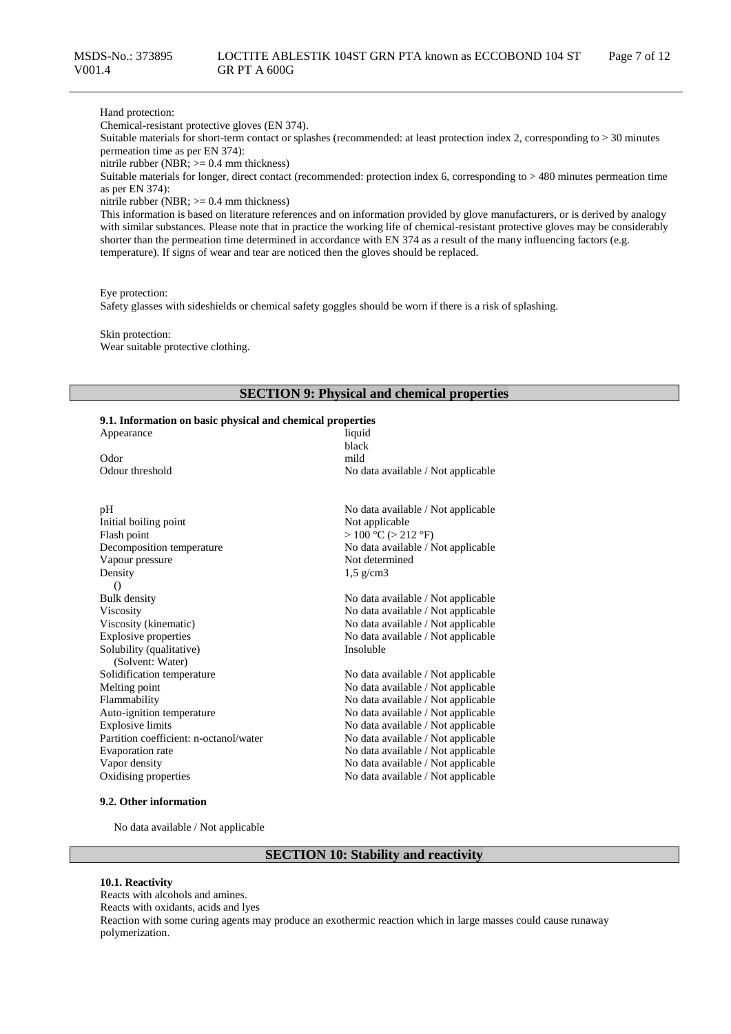Hand protection:
Chemical-resistant protective gloves (EN 374).
Suitable materials for short-term contact or splashes (recommended: at least protection index 2, corresponding to > 30 minutes permeation time as per EN 374):
nitrile rubber (NBR; >= 0.4 mm thickness)
Suitable materials for longer, direct contact (recommended: protection index 6, corresponding to > 480 minutes permeation time as per EN 374):
nitrile rubber (NBR; >= 0.4 mm thickness)
This information is based on literature references and on information provided by glove manufacturers, or is derived by analogy with similar substances. Please note that in practice the working life of chemical-resistant protective gloves may be considerably shorter than the permeation time determined in accordance with EN 374 as a result of the many influencing factors (e.g. temperature). If signs of wear and tear are noticed then the gloves should be replaced.

Eye protection:
Safety glasses with sideshields or chemical safety goggles should be worn if there is a risk of splashing.

Skin protection:
Wear suitable protective clothing.

## SECTION 9: Physical and chemical properties

**9.1. Information on basic physical and chemical properties**

| Property | Value |
|---|---|
| Appearance | liquid<br>black |
| Odor | mild |
| Odour threshold | No data available / Not applicable |
| pH | No data available / Not applicable |
| Initial boiling point | Not applicable |
| Flash point | > 100 °C (> 212 °F) |
| Decomposition temperature | No data available / Not applicable |
| Vapour pressure | Not determined |
| Density<br>() | 1,5 g/cm3 |
| Bulk density | No data available / Not applicable |
| Viscosity | No data available / Not applicable |
| Viscosity (kinematic) | No data available / Not applicable |
| Explosive properties | No data available / Not applicable |
| Solubility (qualitative)<br>(Solvent: Water) | Insoluble |
| Solidification temperature | No data available / Not applicable |
| Melting point | No data available / Not applicable |
| Flammability | No data available / Not applicable |
| Auto-ignition temperature | No data available / Not applicable |
| Explosive limits | No data available / Not applicable |
| Partition coefficient: n-octanol/water | No data available / Not applicable |
| Evaporation rate | No data available / Not applicable |
| Vapor density | No data available / Not applicable |
| Oxidising properties | No data available / Not applicable |

**9.2. Other information**

No data available / Not applicable

## SECTION 10: Stability and reactivity

**10.1. Reactivity**

Reacts with alcohols and amines.
Reacts with oxidants, acids and lyes
Reaction with some curing agents may produce an exothermic reaction which in large masses could cause runaway polymerization.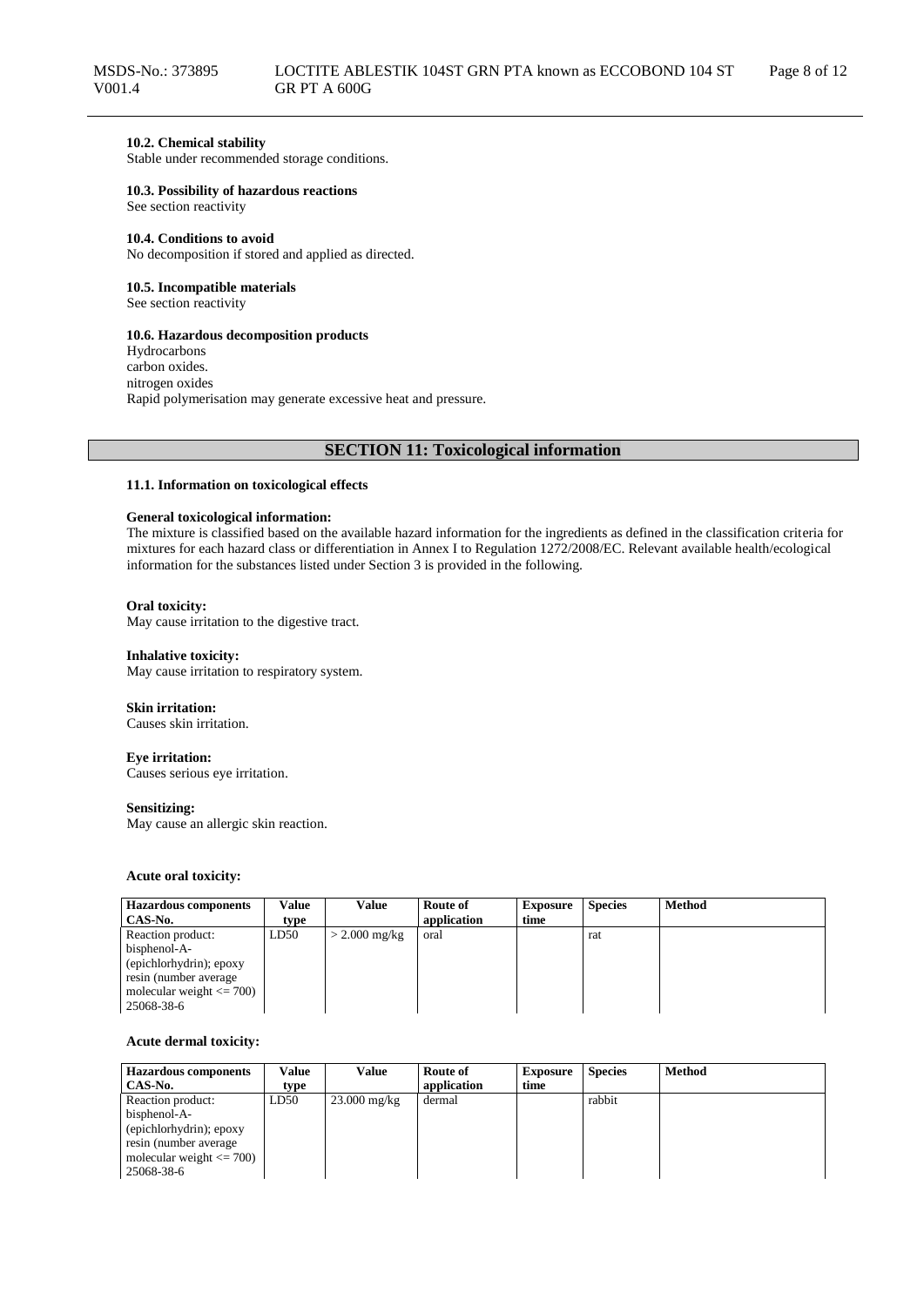**10.2. Chemical stability**
Stable under recommended storage conditions.

**10.3. Possibility of hazardous reactions**
See section reactivity

**10.4. Conditions to avoid**
No decomposition if stored and applied as directed.

**10.5. Incompatible materials**
See section reactivity

**10.6. Hazardous decomposition products**
Hydrocarbons
carbon oxides.
nitrogen oxides
Rapid polymerisation may generate excessive heat and pressure.

## SECTION 11: Toxicological information

**11.1. Information on toxicological effects**

**General toxicological information:**
The mixture is classified based on the available hazard information for the ingredients as defined in the classification criteria for mixtures for each hazard class or differentiation in Annex I to Regulation 1272/2008/EC. Relevant available health/ecological information for the substances listed under Section 3 is provided in the following.

**Oral toxicity:**
May cause irritation to the digestive tract.

**Inhalative toxicity:**
May cause irritation to respiratory system.

**Skin irritation:**
Causes skin irritation.

**Eye irritation:**
Causes serious eye irritation.

**Sensitizing:**
May cause an allergic skin reaction.

**Acute oral toxicity:**

| Hazardous components CAS-No. | Value type | Value | Route of application | Exposure time | Species | Method |
|---|---|---|---|---|---|---|
| Reaction product: bisphenol-A-(epichlorhydrin); epoxy resin (number average molecular weight <= 700) 25068-38-6 | LD50 | > 2.000 mg/kg | oral | | rat | |

**Acute dermal toxicity:**

| Hazardous components CAS-No. | Value type | Value | Route of application | Exposure time | Species | Method |
|---|---|---|---|---|---|---|
| Reaction product: bisphenol-A-(epichlorhydrin); epoxy resin (number average molecular weight <= 700) 25068-38-6 | LD50 | 23.000 mg/kg | dermal | | rabbit | |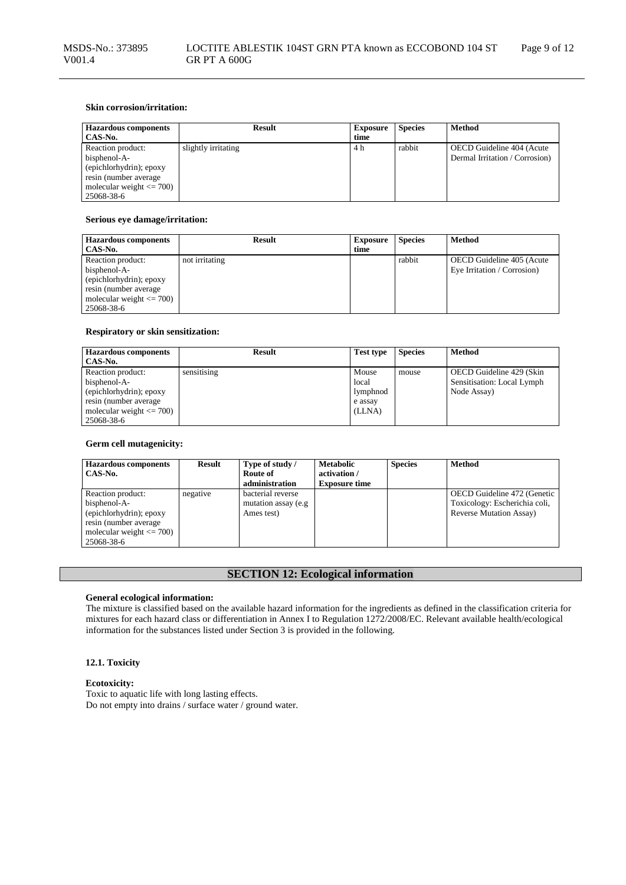**Skin corrosion/irritation:**

| Hazardous components CAS-No. | Result | Exposure time | Species | Method |
|---|---|---|---|---|
| Reaction product: bisphenol-A-(epichlorhydrin); epoxy resin (number average molecular weight <= 700) 25068-38-6 | slightly irritating | 4 h | rabbit | OECD Guideline 404 (Acute Dermal Irritation / Corrosion) |

**Serious eye damage/irritation:**

| Hazardous components CAS-No. | Result | Exposure time | Species | Method |
|---|---|---|---|---|
| Reaction product: bisphenol-A-(epichlorhydrin); epoxy resin (number average molecular weight <= 700) 25068-38-6 | not irritating | | rabbit | OECD Guideline 405 (Acute Eye Irritation / Corrosion) |

**Respiratory or skin sensitization:**

| Hazardous components CAS-No. | Result | Test type | Species | Method |
|---|---|---|---|---|
| Reaction product: bisphenol-A-(epichlorhydrin); epoxy resin (number average molecular weight <= 700) 25068-38-6 | sensitising | Mouse local lymphnode assay (LLNA) | mouse | OECD Guideline 429 (Skin Sensitisation: Local Lymph Node Assay) |

**Germ cell mutagenicity:**

| Hazardous components CAS-No. | Result | Type of study / Route of administration | Metabolic activation / Exposure time | Species | Method |
|---|---|---|---|---|---|
| Reaction product: bisphenol-A-(epichlorhydrin); epoxy resin (number average molecular weight <= 700) 25068-38-6 | negative | bacterial reverse mutation assay (e.g Ames test) | | | OECD Guideline 472 (Genetic Toxicology: Escherichia coli, Reverse Mutation Assay) |

## SECTION 12: Ecological information

**General ecological information:**
The mixture is classified based on the available hazard information for the ingredients as defined in the classification criteria for mixtures for each hazard class or differentiation in Annex I to Regulation 1272/2008/EC. Relevant available health/ecological information for the substances listed under Section 3 is provided in the following.

### 12.1. Toxicity

**Ecotoxicity:**
Toxic to aquatic life with long lasting effects.
Do not empty into drains / surface water / ground water.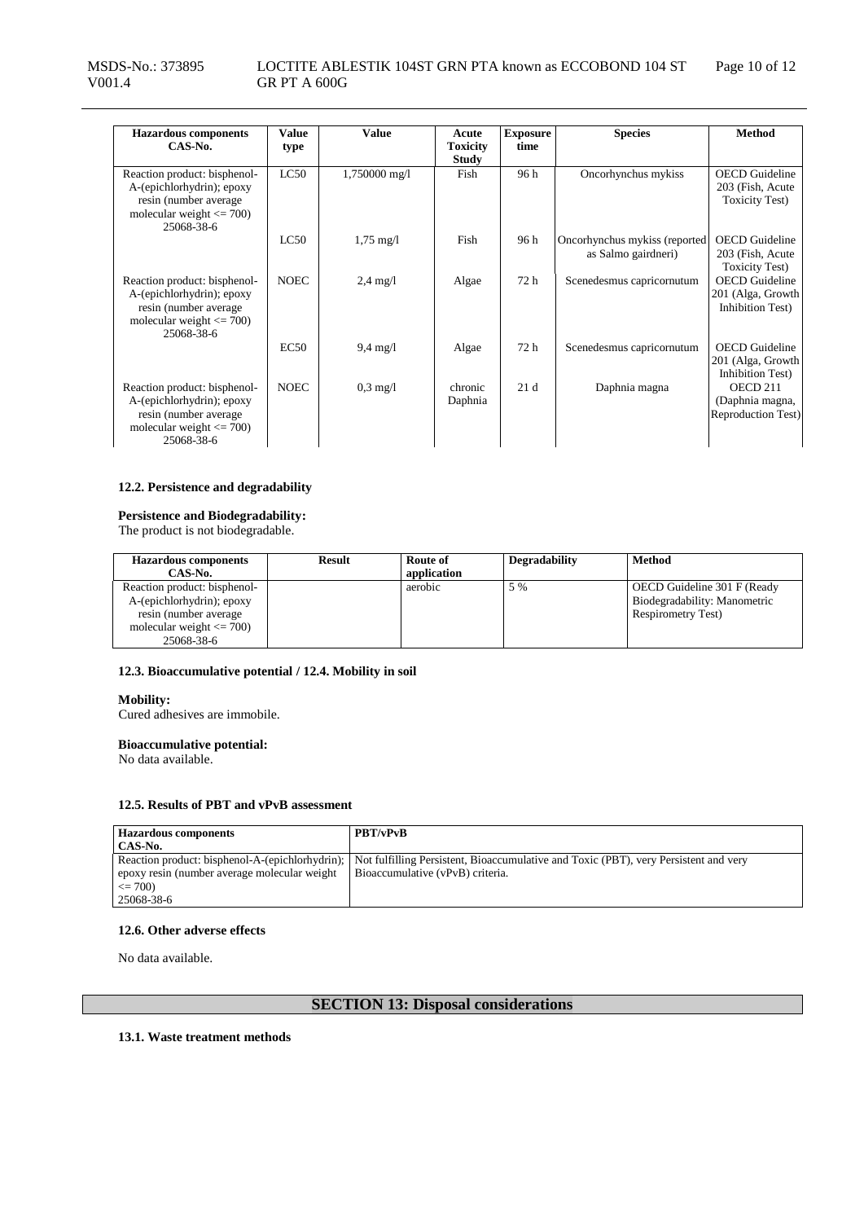| Hazardous components CAS-No. | Value type | Value | Acute Toxicity Study | Exposure time | Species | Method |
| --- | --- | --- | --- | --- | --- | --- |
| Reaction product: bisphenol-A-(epichlorhydrin); epoxy resin (number average molecular weight <= 700) 25068-38-6 | LC50 | 1,750000 mg/l | Fish | 96 h | Oncorhynchus mykiss | OECD Guideline 203 (Fish, Acute Toxicity Test) |
| | LC50 | 1,75 mg/l | Fish | 96 h | Oncorhynchus mykiss (reported as Salmo gairdneri) | OECD Guideline 203 (Fish, Acute Toxicity Test) |
| Reaction product: bisphenol-A-(epichlorhydrin); epoxy resin (number average molecular weight <= 700) 25068-38-6 | NOEC | 2,4 mg/l | Algae | 72 h | Scenedesmus capricornutum | OECD Guideline 201 (Alga, Growth Inhibition Test) |
| | EC50 | 9,4 mg/l | Algae | 72 h | Scenedesmus capricornutum | OECD Guideline 201 (Alga, Growth Inhibition Test) |
| Reaction product: bisphenol-A-(epichlorhydrin); epoxy resin (number average molecular weight <= 700) 25068-38-6 | NOEC | 0,3 mg/l | chronic Daphnia | 21 d | Daphnia magna | OECD 211 (Daphnia magna, Reproduction Test) |

#### 12.2. Persistence and degradability

**Persistence and Biodegradability:**
The product is not biodegradable.

| Hazardous components CAS-No. | Result | Route of application | Degradability | Method |
| --- | --- | --- | --- | --- |
| Reaction product: bisphenol-A-(epichlorhydrin); epoxy resin (number average molecular weight <= 700) 25068-38-6 | | aerobic | 5 % | OECD Guideline 301 F (Ready Biodegradability: Manometric Respirometry Test) |

#### 12.3. Bioaccumulative potential / 12.4. Mobility in soil

**Mobility:**
Cured adhesives are immobile.

**Bioaccumulative potential:**
No data available.

#### 12.5. Results of PBT and vPvB assessment

| Hazardous components CAS-No. | PBT/vPvB |
| --- | --- |
| Reaction product: bisphenol-A-(epichlorhydrin); epoxy resin (number average molecular weight <= 700) 25068-38-6 | Not fulfilling Persistent, Bioaccumulative and Toxic (PBT), very Persistent and very Bioaccumulative (vPvB) criteria. |

#### 12.6. Other adverse effects

No data available.

## SECTION 13: Disposal considerations

#### 13.1. Waste treatment methods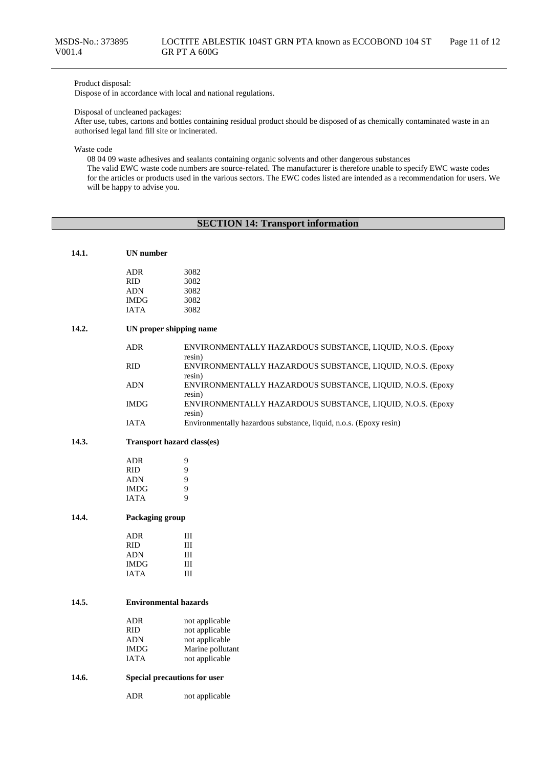Product disposal:
Dispose of in accordance with local and national regulations.

Disposal of uncleaned packages:
After use, tubes, cartons and bottles containing residual product should be disposed of as chemically contaminated waste in an authorised legal land fill site or incinerated.

Waste code
08 04 09 waste adhesives and sealants containing organic solvents and other dangerous substances
The valid EWC waste code numbers are source-related. The manufacturer is therefore unable to specify EWC waste codes for the articles or products used in the various sectors. The EWC codes listed are intended as a recommendation for users. We will be happy to advise you.

## SECTION 14: Transport information

### 14.1. UN number

| | |
|---|---|
| ADR | 3082 |
| RID | 3082 |
| ADN | 3082 |
| IMDG | 3082 |
| IATA | 3082 |

### 14.2. UN proper shipping name

| | |
|---|---|
| ADR | ENVIRONMENTALLY HAZARDOUS SUBSTANCE, LIQUID, N.O.S. (Epoxy resin) |
| RID | ENVIRONMENTALLY HAZARDOUS SUBSTANCE, LIQUID, N.O.S. (Epoxy resin) |
| ADN | ENVIRONMENTALLY HAZARDOUS SUBSTANCE, LIQUID, N.O.S. (Epoxy resin) |
| IMDG | ENVIRONMENTALLY HAZARDOUS SUBSTANCE, LIQUID, N.O.S. (Epoxy resin) |
| IATA | Environmentally hazardous substance, liquid, n.o.s. (Epoxy resin) |

### 14.3. Transport hazard class(es)

| | |
|---|---|
| ADR | 9 |
| RID | 9 |
| ADN | 9 |
| IMDG | 9 |
| IATA | 9 |

### 14.4. Packaging group

| | |
|---|---|
| ADR | III |
| RID | III |
| ADN | III |
| IMDG | III |
| IATA | III |

### 14.5. Environmental hazards

| | |
|---|---|
| ADR | not applicable |
| RID | not applicable |
| ADN | not applicable |
| IMDG | Marine pollutant |
| IATA | not applicable |

### 14.6. Special precautions for user

| | |
|---|---|
| ADR | not applicable |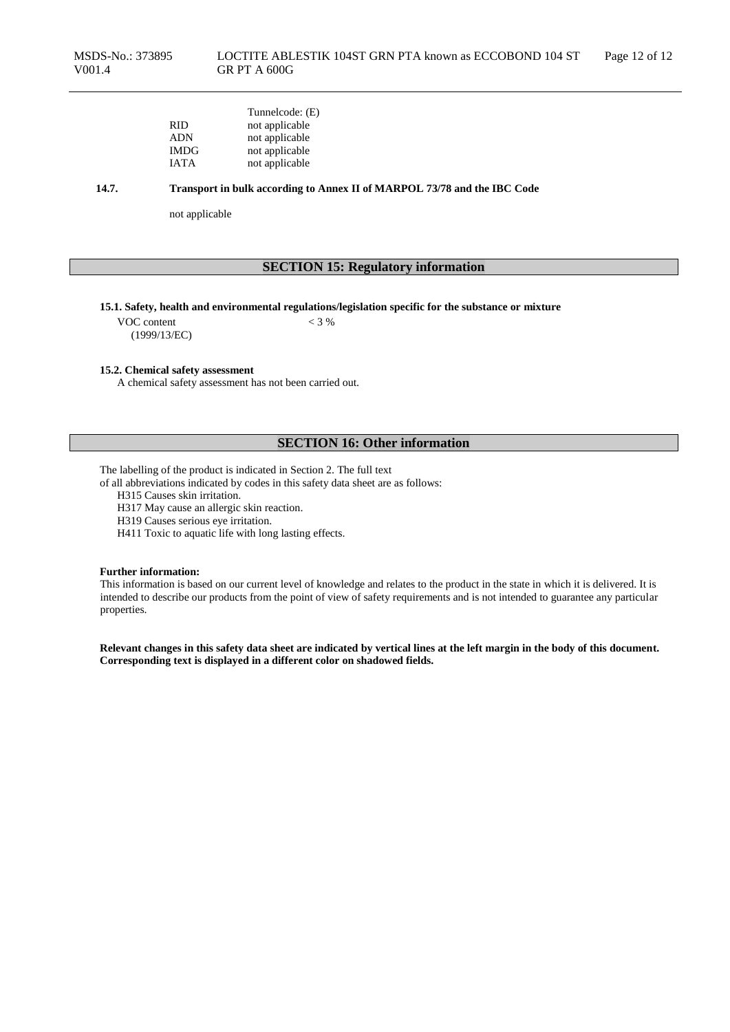| | |
|---|---|
| | Tunnelcode: (E) |
| RID | not applicable |
| ADN | not applicable |
| IMDG | not applicable |
| IATA | not applicable |

**14.7. Transport in bulk according to Annex II of MARPOL 73/78 and the IBC Code**

not applicable

## SECTION 15: Regulatory information

**15.1. Safety, health and environmental regulations/legislation specific for the substance or mixture**

| | |
|---|---|
| VOC content (1999/13/EC) | < 3 % |

**15.2. Chemical safety assessment**

A chemical safety assessment has not been carried out.

## SECTION 16: Other information

The labelling of the product is indicated in Section 2. The full text of all abbreviations indicated by codes in this safety data sheet are as follows:

H315 Causes skin irritation.
H317 May cause an allergic skin reaction.
H319 Causes serious eye irritation.
H411 Toxic to aquatic life with long lasting effects.

**Further information:**

This information is based on our current level of knowledge and relates to the product in the state in which it is delivered. It is intended to describe our products from the point of view of safety requirements and is not intended to guarantee any particular properties.

**Relevant changes in this safety data sheet are indicated by vertical lines at the left margin in the body of this document. Corresponding text is displayed in a different color on shadowed fields.**